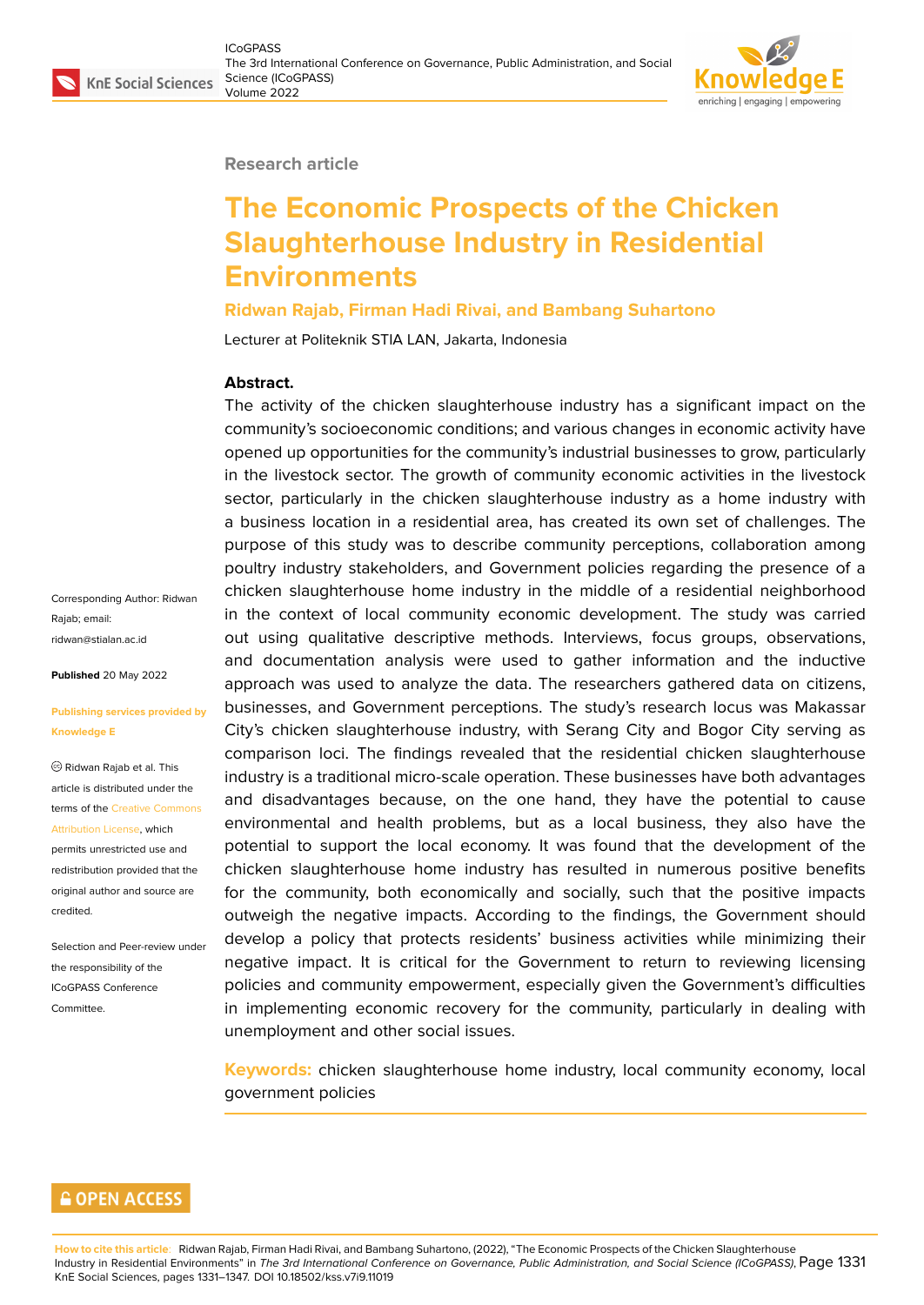Research article

# The Economic Prospects of the Chicken Slaughterhouse Industry in Residential Environments

**Ridwan Rajab, Firman Hadi Rivai, and Bambang Suhartono**

Lecturer at Politeknik STIA LAN, Jakarta, Indonesia

### Abstract.

The activity of the chicken slaughterhouse industry has a significant impact on the community's socioeconomic conditions; and various changes in economic activity have opened up opportunities for the community's industrial businesses to grow, particularly in the livestock sector. The growth of community economic activities in the livestock sector, particularly in the chicken slaughterhouse industry as a home industry with a business location in a residential area, has created its own set of challenges. The purpose of this study was to describe community perceptions, collaboration among poultry industry stakeholders, and Government policies regarding the presence of a chicken slaughterhouse home industry in the middle of a residential neighborhood in the context of local community economic development. The study was carried out using qualitative descriptive methods. Interviews, focus groups, observations, and documentation analysis were used to gather information and the inductive approach was used to analyze the data. The researchers gathered data on citizens, businesses, and Government perceptions. The study's research locus was Makassar City's chicken slaughterhouse industry, with Serang City and Bogor City serving as comparison loci. The findings revealed that the residential chicken slaughterhouse industry is a traditional micro-scale operation. These businesses have both advantages and disadvantages because, on the one hand, they have the potential to cause environmental and health problems, but as a local business, they also have the potential to support the local economy. It was found that the development of the chicken slaughterhouse home industry has resulted in numerous positive benefits for the community, both economically and socially, such that the positive impacts outweigh the negative impacts. According to the findings, the Government should develop a policy that protects residents' business activities while minimizing their negative impact. It is critical for the Government to return to reviewing licensing policies and community empowerment, especially given the Government's difficulties in implementing economic recovery for the community, particularly in dealing with unemployment and other social issues.

**Keywords:** chicken slaughterhouse home industry, local community economy, local government policies

Corresponding Author: Ridwan Rajab; email: ridwan@stialan.ac.id

**Published** 20 May 2022

**Publishing services provided by Knowledge E**

© Ridwan Rajab et al. This article is distributed under the terms of the Creative Commons Attribution License, which permits unrestricted use and redistribution provided that the original author and source are credited.

Selection and Peer-review under the responsibility of the ICoGPASS Conference Committee.

OPEN ACCESS

**How to cite this article:** Ridwan Rajab, Firman Hadi Rivai, and Bambang Suhartono, (2022), "The Economic Prospects of the Chicken Slaughterhouse Industry in Residential Environments" in *The 3rd International Conference on Governance, Public Administration, and Social Science (ICoGPASS)*, KnE Social Sciences, pages 1331–1347. DOI 10.18502/kss.v7i9.11019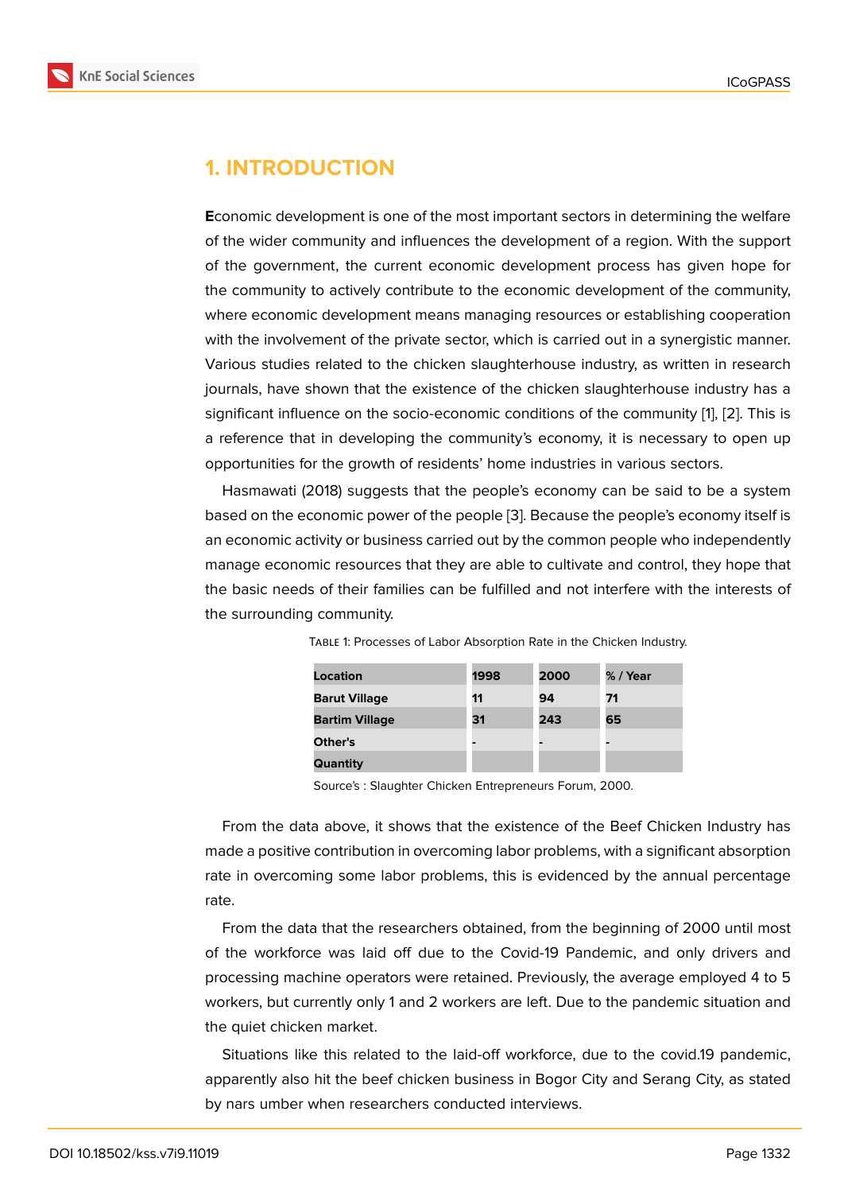## 1. INTRODUCTION

**E**conomic development is one of the most important sectors in determining the welfare of the wider community and influences the development of a region. With the support of the government, the current economic development process has given hope for the community to actively contribute to the economic development of the community, where economic development means managing resources or establishing cooperation with the involvement of the private sector, which is carried out in a synergistic manner. Various studies related to the chicken slaughterhouse industry, as written in research journals, have shown that the existence of the chicken slaughterhouse industry has a significant influence on the socio-economic conditions of the community [1], [2]. This is a reference that in developing the community's economy, it is necessary to open up opportunities for the growth of residents' home industries in various sectors.

Hasmawati (2018) suggests that the people's economy can be said to be a system based on the economic power of the people [3]. Because the people's economy itself is an economic activity or business carried out by the common people who independently manage economic resources that they are able to cultivate and control, they hope that the basic needs of their families can be fulfilled and not interfere with the interests of the surrounding community.

Table 1: Processes of Labor Absorption Rate in the Chicken Industry.

| Location | 1998 | 2000 | % / Year |
|---|---|---|---|
| **Barut Village** | **11** | **94** | **71** |
| **Bartim Village** | **31** | **243** | **65** |
| **Other's** | - | - | - |
| **Quantity** | | | |

Source's : Slaughter Chicken Entrepreneurs Forum, 2000.

From the data above, it shows that the existence of the Beef Chicken Industry has made a positive contribution in overcoming labor problems, with a significant absorption rate in overcoming some labor problems, this is evidenced by the annual percentage rate.

From the data that the researchers obtained, from the beginning of 2000 until most of the workforce was laid off due to the Covid-19 Pandemic, and only drivers and processing machine operators were retained. Previously, the average employed 4 to 5 workers, but currently only 1 and 2 workers are left. Due to the pandemic situation and the quiet chicken market.

Situations like this related to the laid-off workforce, due to the covid.19 pandemic, apparently also hit the beef chicken business in Bogor City and Serang City, as stated by nars umber when researchers conducted interviews.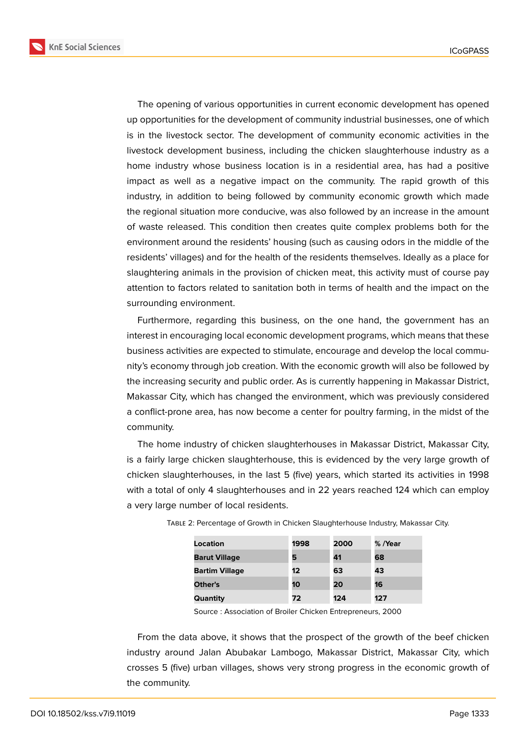The opening of various opportunities in current economic development has opened up opportunities for the development of community industrial businesses, one of which is in the livestock sector. The development of community economic activities in the livestock development business, including the chicken slaughterhouse industry as a home industry whose business location is in a residential area, has had a positive impact as well as a negative impact on the community. The rapid growth of this industry, in addition to being followed by community economic growth which made the regional situation more conducive, was also followed by an increase in the amount of waste released. This condition then creates quite complex problems both for the environment around the residents' housing (such as causing odors in the middle of the residents' villages) and for the health of the residents themselves. Ideally as a place for slaughtering animals in the provision of chicken meat, this activity must of course pay attention to factors related to sanitation both in terms of health and the impact on the surrounding environment.

Furthermore, regarding this business, on the one hand, the government has an interest in encouraging local economic development programs, which means that these business activities are expected to stimulate, encourage and develop the local community's economy through job creation. With the economic growth will also be followed by the increasing security and public order. As is currently happening in Makassar District, Makassar City, which has changed the environment, which was previously considered a conflict-prone area, has now become a center for poultry farming, in the midst of the community.

The home industry of chicken slaughterhouses in Makassar District, Makassar City, is a fairly large chicken slaughterhouse, this is evidenced by the very large growth of chicken slaughterhouses, in the last 5 (five) years, which started its activities in 1998 with a total of only 4 slaughterhouses and in 22 years reached 124 which can employ a very large number of local residents.

Table 2: Percentage of Growth in Chicken Slaughterhouse Industry, Makassar City.

| Location | 1998 | 2000 | % /Year |
|---|---|---|---|
| **Barut Village** | **5** | **41** | **68** |
| **Bartim Village** | **12** | **63** | **43** |
| **Other's** | **10** | **20** | **16** |
| **Quantity** | **72** | **124** | **127** |

Source : Association of Broiler Chicken Entrepreneurs, 2000

From the data above, it shows that the prospect of the growth of the beef chicken industry around Jalan Abubakar Lambogo, Makassar District, Makassar City, which crosses 5 (five) urban villages, shows very strong progress in the economic growth of the community.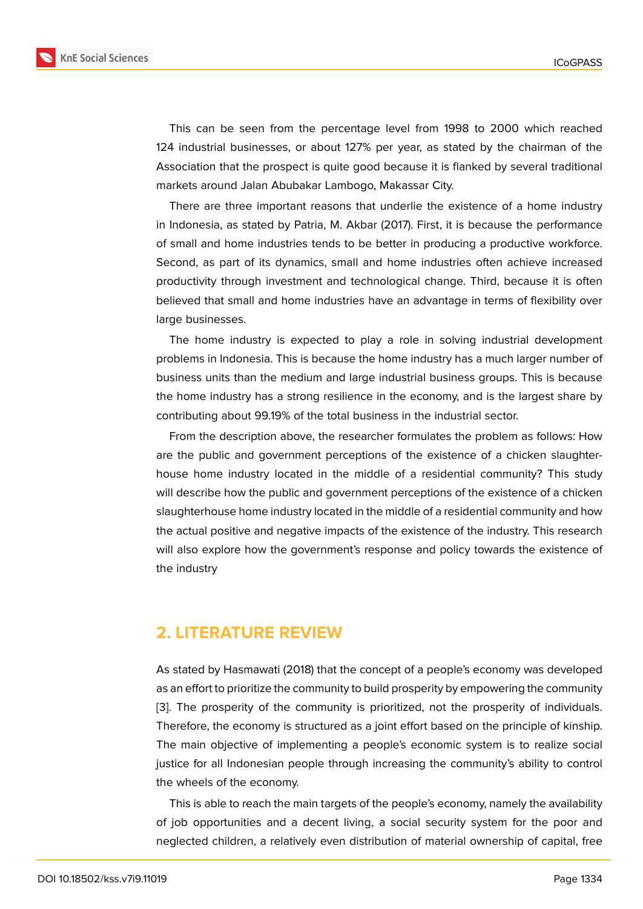This can be seen from the percentage level from 1998 to 2000 which reached 124 industrial businesses, or about 127% per year, as stated by the chairman of the Association that the prospect is quite good because it is flanked by several traditional markets around Jalan Abubakar Lambogo, Makassar City.

There are three important reasons that underlie the existence of a home industry in Indonesia, as stated by Patria, M. Akbar (2017). First, it is because the performance of small and home industries tends to be better in producing a productive workforce. Second, as part of its dynamics, small and home industries often achieve increased productivity through investment and technological change. Third, because it is often believed that small and home industries have an advantage in terms of flexibility over large businesses.

The home industry is expected to play a role in solving industrial development problems in Indonesia. This is because the home industry has a much larger number of business units than the medium and large industrial business groups. This is because the home industry has a strong resilience in the economy, and is the largest share by contributing about 99.19% of the total business in the industrial sector.

From the description above, the researcher formulates the problem as follows: How are the public and government perceptions of the existence of a chicken slaughter-house home industry located in the middle of a residential community? This study will describe how the public and government perceptions of the existence of a chicken slaughterhouse home industry located in the middle of a residential community and how the actual positive and negative impacts of the existence of the industry. This research will also explore how the government's response and policy towards the existence of the industry

## 2. LITERATURE REVIEW

As stated by Hasmawati (2018) that the concept of a people's economy was developed as an effort to prioritize the community to build prosperity by empowering the community [3]. The prosperity of the community is prioritized, not the prosperity of individuals. Therefore, the economy is structured as a joint effort based on the principle of kinship. The main objective of implementing a people's economic system is to realize social justice for all Indonesian people through increasing the community's ability to control the wheels of the economy.

This is able to reach the main targets of the people's economy, namely the availability of job opportunities and a decent living, a social security system for the poor and neglected children, a relatively even distribution of material ownership of capital, free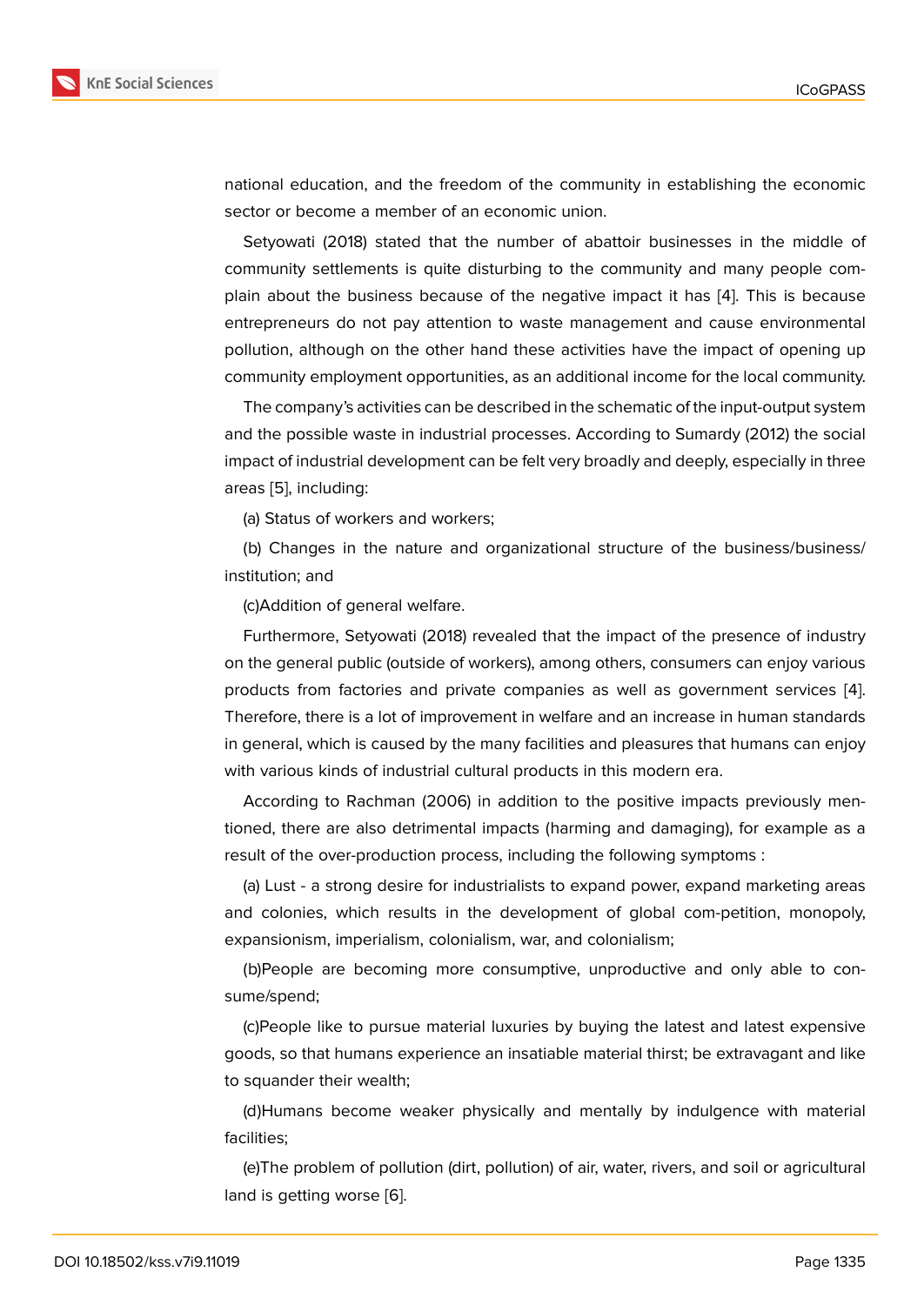national education, and the freedom of the community in establishing the economic sector or become a member of an economic union.

Setyowati (2018) stated that the number of abattoir businesses in the middle of community settlements is quite disturbing to the community and many people complain about the business because of the negative impact it has [4]. This is because entrepreneurs do not pay attention to waste management and cause environmental pollution, although on the other hand these activities have the impact of opening up community employment opportunities, as an additional income for the local community.

The company's activities can be described in the schematic of the input-output system and the possible waste in industrial processes. According to Sumardy (2012) the social impact of industrial development can be felt very broadly and deeply, especially in three areas [5], including:

(a) Status of workers and workers;

(b) Changes in the nature and organizational structure of the business/business/ institution; and

(c)Addition of general welfare.

Furthermore, Setyowati (2018) revealed that the impact of the presence of industry on the general public (outside of workers), among others, consumers can enjoy various products from factories and private companies as well as government services [4]. Therefore, there is a lot of improvement in welfare and an increase in human standards in general, which is caused by the many facilities and pleasures that humans can enjoy with various kinds of industrial cultural products in this modern era.

According to Rachman (2006) in addition to the positive impacts previously mentioned, there are also detrimental impacts (harming and damaging), for example as a result of the over-production process, including the following symptoms :

(a) Lust - a strong desire for industrialists to expand power, expand marketing areas and colonies, which results in the development of global com-petition, monopoly, expansionism, imperialism, colonialism, war, and colonialism;

(b)People are becoming more consumptive, unproductive and only able to consume/spend;

(c)People like to pursue material luxuries by buying the latest and latest expensive goods, so that humans experience an insatiable material thirst; be extravagant and like to squander their wealth;

(d)Humans become weaker physically and mentally by indulgence with material facilities;

(e)The problem of pollution (dirt, pollution) of air, water, rivers, and soil or agricultural land is getting worse [6].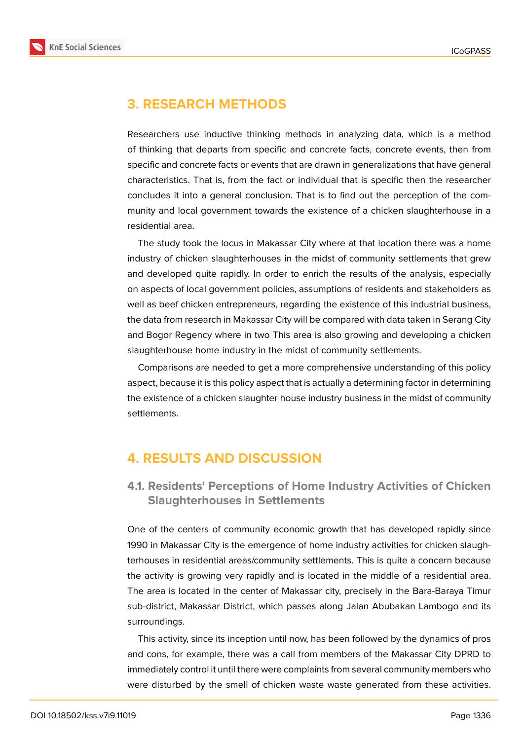## 3. RESEARCH METHODS

Researchers use inductive thinking methods in analyzing data, which is a method of thinking that departs from specific and concrete facts, concrete events, then from specific and concrete facts or events that are drawn in generalizations that have general characteristics. That is, from the fact or individual that is specific then the researcher concludes it into a general conclusion. That is to find out the perception of the community and local government towards the existence of a chicken slaughterhouse in a residential area.

The study took the locus in Makassar City where at that location there was a home industry of chicken slaughterhouses in the midst of community settlements that grew and developed quite rapidly. In order to enrich the results of the analysis, especially on aspects of local government policies, assumptions of residents and stakeholders as well as beef chicken entrepreneurs, regarding the existence of this industrial business, the data from research in Makassar City will be compared with data taken in Serang City and Bogor Regency where in two This area is also growing and developing a chicken slaughterhouse home industry in the midst of community settlements.

Comparisons are needed to get a more comprehensive understanding of this policy aspect, because it is this policy aspect that is actually a determining factor in determining the existence of a chicken slaughter house industry business in the midst of community settlements.

## 4. RESULTS AND DISCUSSION

### 4.1. Residents' Perceptions of Home Industry Activities of Chicken Slaughterhouses in Settlements

One of the centers of community economic growth that has developed rapidly since 1990 in Makassar City is the emergence of home industry activities for chicken slaughterhouses in residential areas/community settlements. This is quite a concern because the activity is growing very rapidly and is located in the middle of a residential area. The area is located in the center of Makassar city, precisely in the Bara-Baraya Timur sub-district, Makassar District, which passes along Jalan Abubakan Lambogo and its surroundings.

This activity, since its inception until now, has been followed by the dynamics of pros and cons, for example, there was a call from members of the Makassar City DPRD to immediately control it until there were complaints from several community members who were disturbed by the smell of chicken waste waste generated from these activities.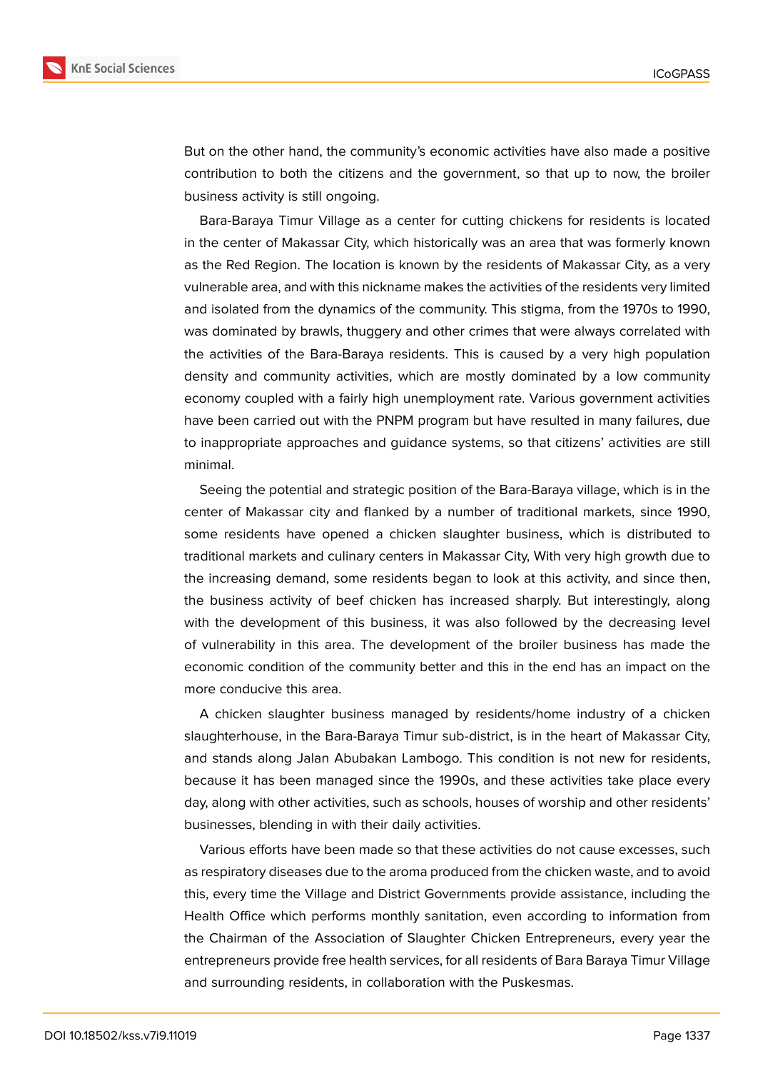But on the other hand, the community's economic activities have also made a positive contribution to both the citizens and the government, so that up to now, the broiler business activity is still ongoing.

Bara-Baraya Timur Village as a center for cutting chickens for residents is located in the center of Makassar City, which historically was an area that was formerly known as the Red Region. The location is known by the residents of Makassar City, as a very vulnerable area, and with this nickname makes the activities of the residents very limited and isolated from the dynamics of the community. This stigma, from the 1970s to 1990, was dominated by brawls, thuggery and other crimes that were always correlated with the activities of the Bara-Baraya residents. This is caused by a very high population density and community activities, which are mostly dominated by a low community economy coupled with a fairly high unemployment rate. Various government activities have been carried out with the PNPM program but have resulted in many failures, due to inappropriate approaches and guidance systems, so that citizens' activities are still minimal.

Seeing the potential and strategic position of the Bara-Baraya village, which is in the center of Makassar city and flanked by a number of traditional markets, since 1990, some residents have opened a chicken slaughter business, which is distributed to traditional markets and culinary centers in Makassar City, With very high growth due to the increasing demand, some residents began to look at this activity, and since then, the business activity of beef chicken has increased sharply. But interestingly, along with the development of this business, it was also followed by the decreasing level of vulnerability in this area. The development of the broiler business has made the economic condition of the community better and this in the end has an impact on the more conducive this area.

A chicken slaughter business managed by residents/home industry of a chicken slaughterhouse, in the Bara-Baraya Timur sub-district, is in the heart of Makassar City, and stands along Jalan Abubakan Lambogo. This condition is not new for residents, because it has been managed since the 1990s, and these activities take place every day, along with other activities, such as schools, houses of worship and other residents' businesses, blending in with their daily activities.

Various efforts have been made so that these activities do not cause excesses, such as respiratory diseases due to the aroma produced from the chicken waste, and to avoid this, every time the Village and District Governments provide assistance, including the Health Office which performs monthly sanitation, even according to information from the Chairman of the Association of Slaughter Chicken Entrepreneurs, every year the entrepreneurs provide free health services, for all residents of Bara Baraya Timur Village and surrounding residents, in collaboration with the Puskesmas.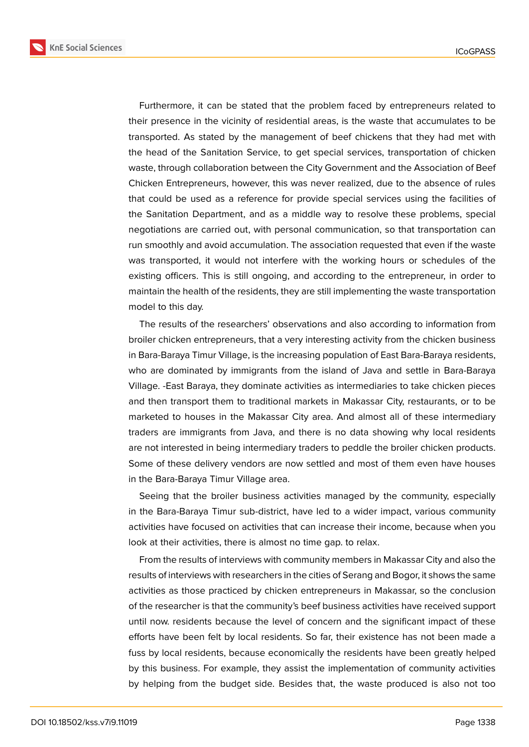Furthermore, it can be stated that the problem faced by entrepreneurs related to their presence in the vicinity of residential areas, is the waste that accumulates to be transported. As stated by the management of beef chickens that they had met with the head of the Sanitation Service, to get special services, transportation of chicken waste, through collaboration between the City Government and the Association of Beef Chicken Entrepreneurs, however, this was never realized, due to the absence of rules that could be used as a reference for provide special services using the facilities of the Sanitation Department, and as a middle way to resolve these problems, special negotiations are carried out, with personal communication, so that transportation can run smoothly and avoid accumulation. The association requested that even if the waste was transported, it would not interfere with the working hours or schedules of the existing officers. This is still ongoing, and according to the entrepreneur, in order to maintain the health of the residents, they are still implementing the waste transportation model to this day.

The results of the researchers' observations and also according to information from broiler chicken entrepreneurs, that a very interesting activity from the chicken business in Bara-Baraya Timur Village, is the increasing population of East Bara-Baraya residents, who are dominated by immigrants from the island of Java and settle in Bara-Baraya Village. -East Baraya, they dominate activities as intermediaries to take chicken pieces and then transport them to traditional markets in Makassar City, restaurants, or to be marketed to houses in the Makassar City area. And almost all of these intermediary traders are immigrants from Java, and there is no data showing why local residents are not interested in being intermediary traders to peddle the broiler chicken products. Some of these delivery vendors are now settled and most of them even have houses in the Bara-Baraya Timur Village area.

Seeing that the broiler business activities managed by the community, especially in the Bara-Baraya Timur sub-district, have led to a wider impact, various community activities have focused on activities that can increase their income, because when you look at their activities, there is almost no time gap. to relax.

From the results of interviews with community members in Makassar City and also the results of interviews with researchers in the cities of Serang and Bogor, it shows the same activities as those practiced by chicken entrepreneurs in Makassar, so the conclusion of the researcher is that the community's beef business activities have received support until now. residents because the level of concern and the significant impact of these efforts have been felt by local residents. So far, their existence has not been made a fuss by local residents, because economically the residents have been greatly helped by this business. For example, they assist the implementation of community activities by helping from the budget side. Besides that, the waste produced is also not too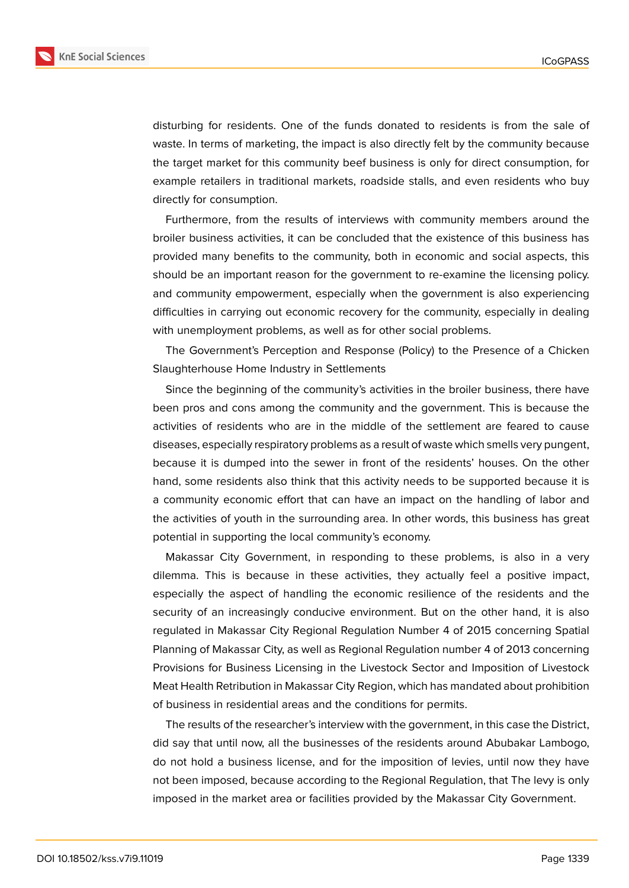disturbing for residents. One of the funds donated to residents is from the sale of waste. In terms of marketing, the impact is also directly felt by the community because the target market for this community beef business is only for direct consumption, for example retailers in traditional markets, roadside stalls, and even residents who buy directly for consumption.

Furthermore, from the results of interviews with community members around the broiler business activities, it can be concluded that the existence of this business has provided many benefits to the community, both in economic and social aspects, this should be an important reason for the government to re-examine the licensing policy. and community empowerment, especially when the government is also experiencing difficulties in carrying out economic recovery for the community, especially in dealing with unemployment problems, as well as for other social problems.

The Government's Perception and Response (Policy) to the Presence of a Chicken Slaughterhouse Home Industry in Settlements

Since the beginning of the community's activities in the broiler business, there have been pros and cons among the community and the government. This is because the activities of residents who are in the middle of the settlement are feared to cause diseases, especially respiratory problems as a result of waste which smells very pungent, because it is dumped into the sewer in front of the residents' houses. On the other hand, some residents also think that this activity needs to be supported because it is a community economic effort that can have an impact on the handling of labor and the activities of youth in the surrounding area. In other words, this business has great potential in supporting the local community's economy.

Makassar City Government, in responding to these problems, is also in a very dilemma. This is because in these activities, they actually feel a positive impact, especially the aspect of handling the economic resilience of the residents and the security of an increasingly conducive environment. But on the other hand, it is also regulated in Makassar City Regional Regulation Number 4 of 2015 concerning Spatial Planning of Makassar City, as well as Regional Regulation number 4 of 2013 concerning Provisions for Business Licensing in the Livestock Sector and Imposition of Livestock Meat Health Retribution in Makassar City Region, which has mandated about prohibition of business in residential areas and the conditions for permits.

The results of the researcher's interview with the government, in this case the District, did say that until now, all the businesses of the residents around Abubakar Lambogo, do not hold a business license, and for the imposition of levies, until now they have not been imposed, because according to the Regional Regulation, that The levy is only imposed in the market area or facilities provided by the Makassar City Government.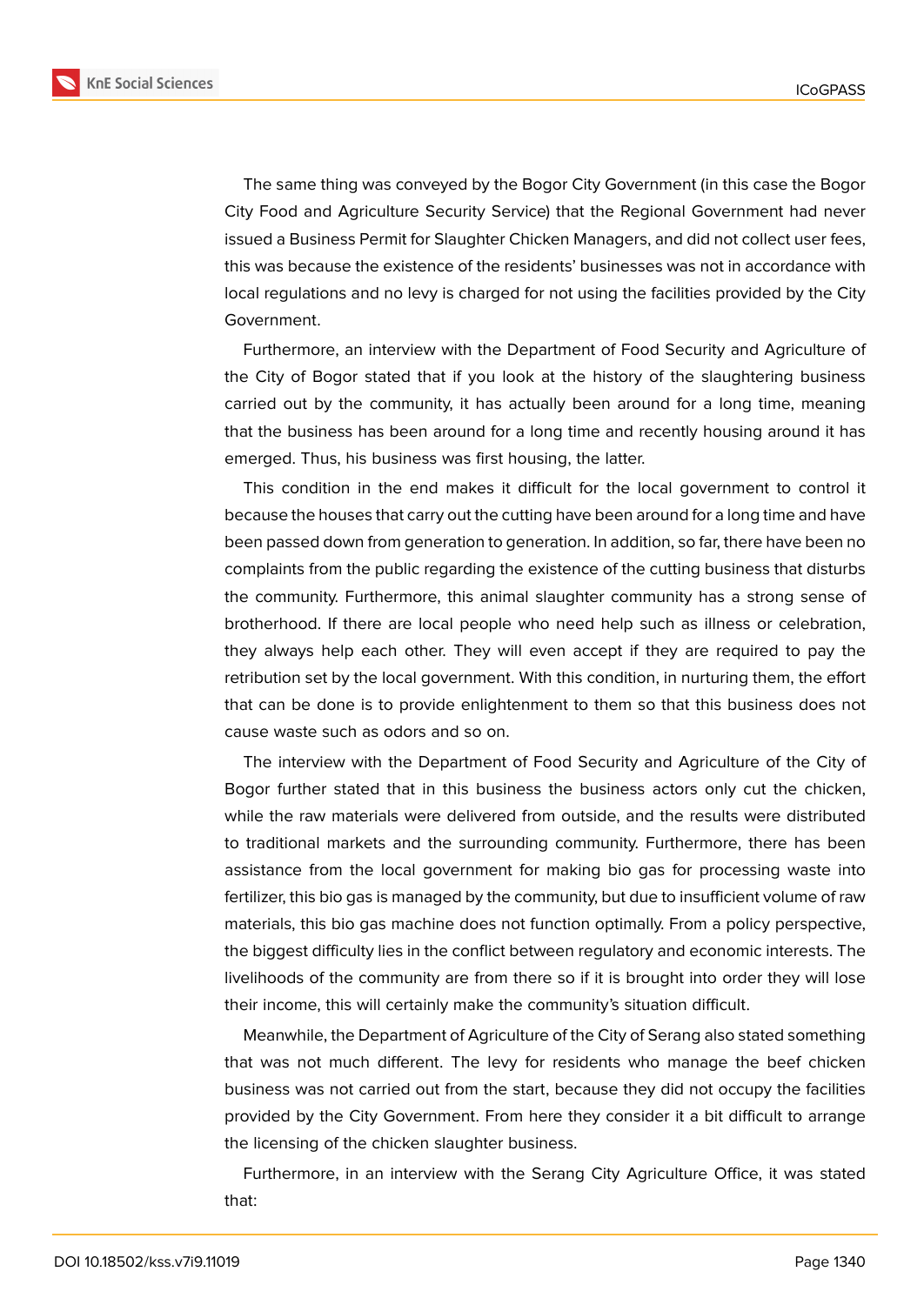The same thing was conveyed by the Bogor City Government (in this case the Bogor City Food and Agriculture Security Service) that the Regional Government had never issued a Business Permit for Slaughter Chicken Managers, and did not collect user fees, this was because the existence of the residents' businesses was not in accordance with local regulations and no levy is charged for not using the facilities provided by the City Government.

Furthermore, an interview with the Department of Food Security and Agriculture of the City of Bogor stated that if you look at the history of the slaughtering business carried out by the community, it has actually been around for a long time, meaning that the business has been around for a long time and recently housing around it has emerged. Thus, his business was first housing, the latter.

This condition in the end makes it difficult for the local government to control it because the houses that carry out the cutting have been around for a long time and have been passed down from generation to generation. In addition, so far, there have been no complaints from the public regarding the existence of the cutting business that disturbs the community. Furthermore, this animal slaughter community has a strong sense of brotherhood. If there are local people who need help such as illness or celebration, they always help each other. They will even accept if they are required to pay the retribution set by the local government. With this condition, in nurturing them, the effort that can be done is to provide enlightenment to them so that this business does not cause waste such as odors and so on.

The interview with the Department of Food Security and Agriculture of the City of Bogor further stated that in this business the business actors only cut the chicken, while the raw materials were delivered from outside, and the results were distributed to traditional markets and the surrounding community. Furthermore, there has been assistance from the local government for making bio gas for processing waste into fertilizer, this bio gas is managed by the community, but due to insufficient volume of raw materials, this bio gas machine does not function optimally. From a policy perspective, the biggest difficulty lies in the conflict between regulatory and economic interests. The livelihoods of the community are from there so if it is brought into order they will lose their income, this will certainly make the community's situation difficult.

Meanwhile, the Department of Agriculture of the City of Serang also stated something that was not much different. The levy for residents who manage the beef chicken business was not carried out from the start, because they did not occupy the facilities provided by the City Government. From here they consider it a bit difficult to arrange the licensing of the chicken slaughter business.

Furthermore, in an interview with the Serang City Agriculture Office, it was stated that: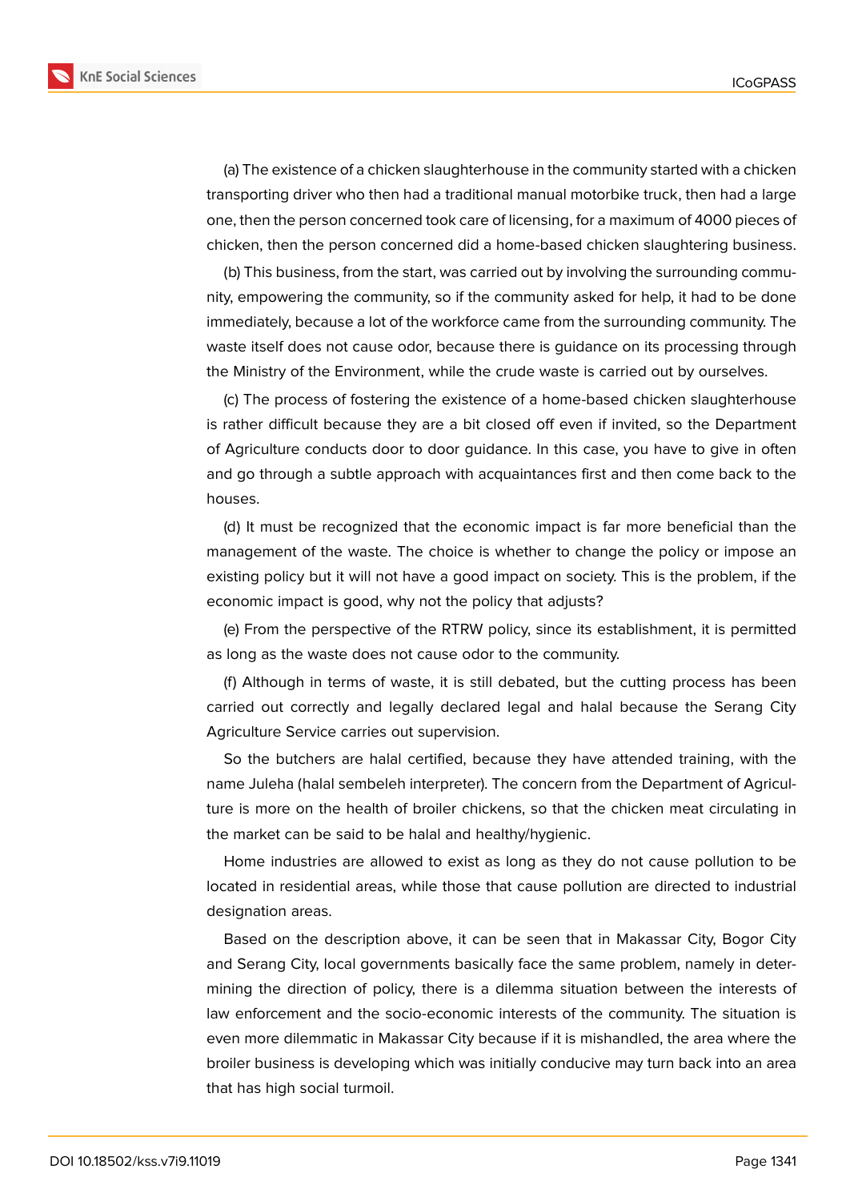(a) The existence of a chicken slaughterhouse in the community started with a chicken transporting driver who then had a traditional manual motorbike truck, then had a large one, then the person concerned took care of licensing, for a maximum of 4000 pieces of chicken, then the person concerned did a home-based chicken slaughtering business.

(b) This business, from the start, was carried out by involving the surrounding community, empowering the community, so if the community asked for help, it had to be done immediately, because a lot of the workforce came from the surrounding community. The waste itself does not cause odor, because there is guidance on its processing through the Ministry of the Environment, while the crude waste is carried out by ourselves.

(c) The process of fostering the existence of a home-based chicken slaughterhouse is rather difficult because they are a bit closed off even if invited, so the Department of Agriculture conducts door to door guidance. In this case, you have to give in often and go through a subtle approach with acquaintances first and then come back to the houses.

(d) It must be recognized that the economic impact is far more beneficial than the management of the waste. The choice is whether to change the policy or impose an existing policy but it will not have a good impact on society. This is the problem, if the economic impact is good, why not the policy that adjusts?

(e) From the perspective of the RTRW policy, since its establishment, it is permitted as long as the waste does not cause odor to the community.

(f) Although in terms of waste, it is still debated, but the cutting process has been carried out correctly and legally declared legal and halal because the Serang City Agriculture Service carries out supervision.

So the butchers are halal certified, because they have attended training, with the name Juleha (halal sembeleh interpreter). The concern from the Department of Agriculture is more on the health of broiler chickens, so that the chicken meat circulating in the market can be said to be halal and healthy/hygienic.

Home industries are allowed to exist as long as they do not cause pollution to be located in residential areas, while those that cause pollution are directed to industrial designation areas.

Based on the description above, it can be seen that in Makassar City, Bogor City and Serang City, local governments basically face the same problem, namely in determining the direction of policy, there is a dilemma situation between the interests of law enforcement and the socio-economic interests of the community. The situation is even more dilemmatic in Makassar City because if it is mishandled, the area where the broiler business is developing which was initially conducive may turn back into an area that has high social turmoil.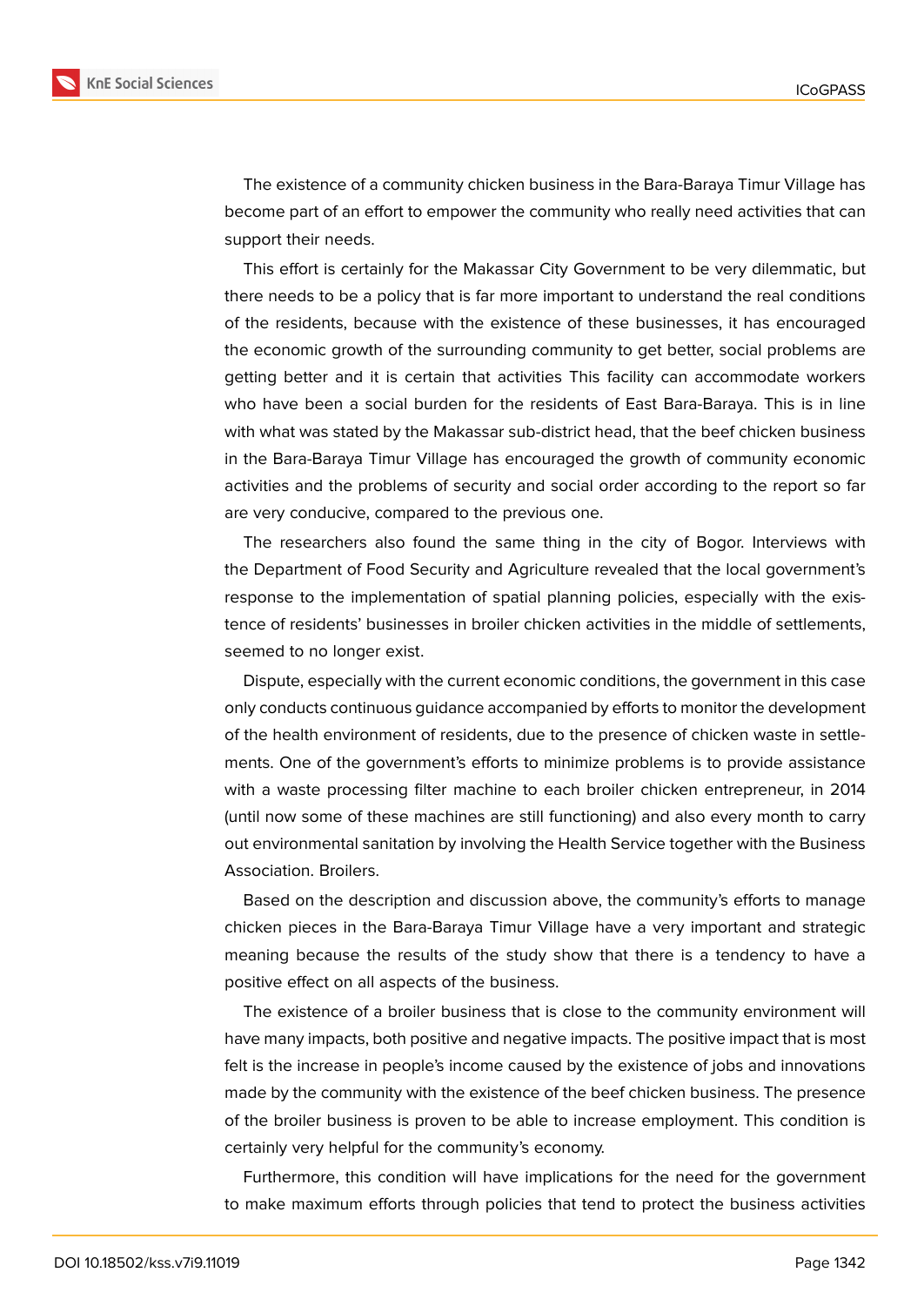The existence of a community chicken business in the Bara-Baraya Timur Village has become part of an effort to empower the community who really need activities that can support their needs.

This effort is certainly for the Makassar City Government to be very dilemmatic, but there needs to be a policy that is far more important to understand the real conditions of the residents, because with the existence of these businesses, it has encouraged the economic growth of the surrounding community to get better, social problems are getting better and it is certain that activities This facility can accommodate workers who have been a social burden for the residents of East Bara-Baraya. This is in line with what was stated by the Makassar sub-district head, that the beef chicken business in the Bara-Baraya Timur Village has encouraged the growth of community economic activities and the problems of security and social order according to the report so far are very conducive, compared to the previous one.

The researchers also found the same thing in the city of Bogor. Interviews with the Department of Food Security and Agriculture revealed that the local government's response to the implementation of spatial planning policies, especially with the existence of residents' businesses in broiler chicken activities in the middle of settlements, seemed to no longer exist.

Dispute, especially with the current economic conditions, the government in this case only conducts continuous guidance accompanied by efforts to monitor the development of the health environment of residents, due to the presence of chicken waste in settlements. One of the government's efforts to minimize problems is to provide assistance with a waste processing filter machine to each broiler chicken entrepreneur, in 2014 (until now some of these machines are still functioning) and also every month to carry out environmental sanitation by involving the Health Service together with the Business Association. Broilers.

Based on the description and discussion above, the community's efforts to manage chicken pieces in the Bara-Baraya Timur Village have a very important and strategic meaning because the results of the study show that there is a tendency to have a positive effect on all aspects of the business.

The existence of a broiler business that is close to the community environment will have many impacts, both positive and negative impacts. The positive impact that is most felt is the increase in people's income caused by the existence of jobs and innovations made by the community with the existence of the beef chicken business. The presence of the broiler business is proven to be able to increase employment. This condition is certainly very helpful for the community's economy.

Furthermore, this condition will have implications for the need for the government to make maximum efforts through policies that tend to protect the business activities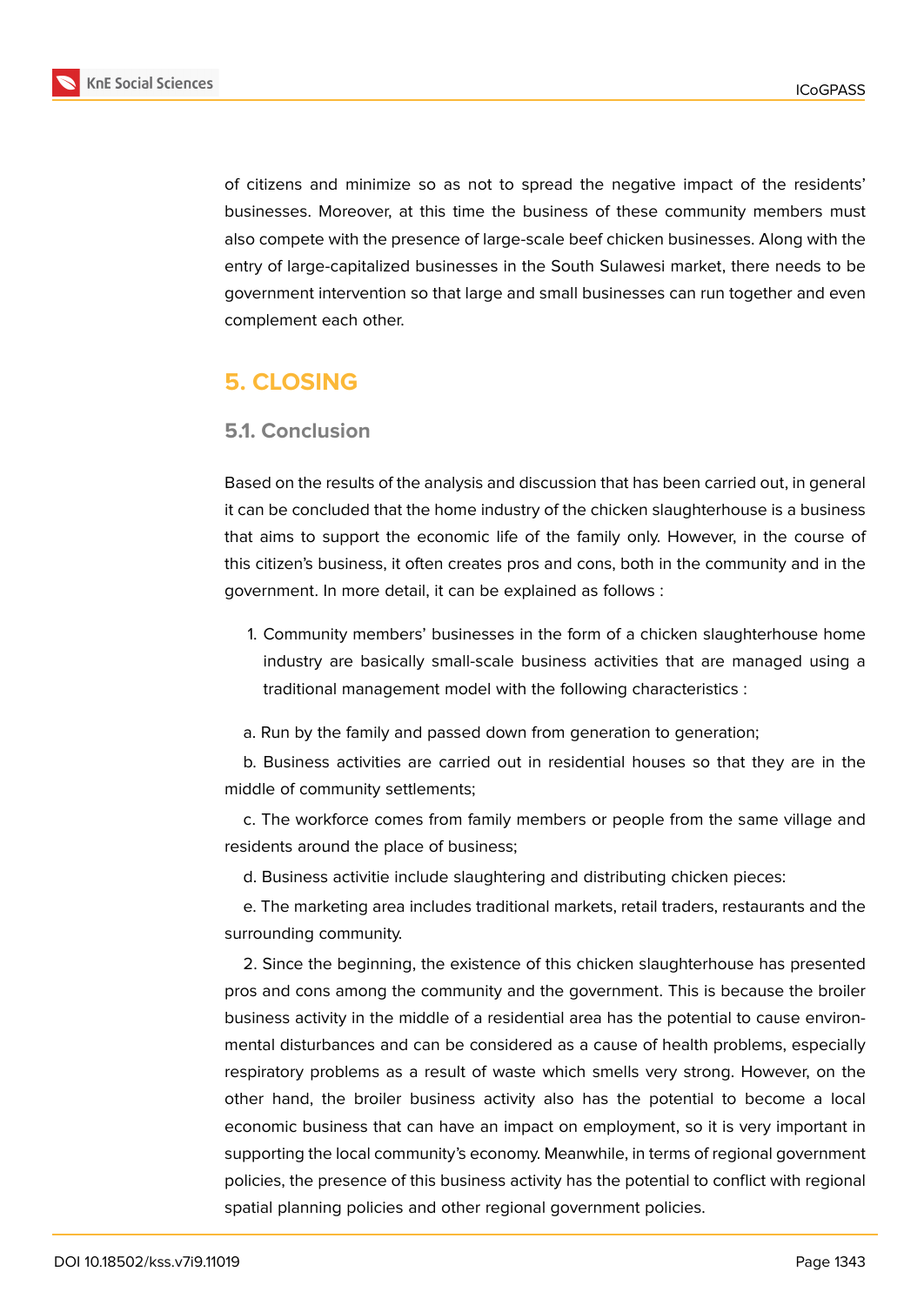of citizens and minimize so as not to spread the negative impact of the residents' businesses. Moreover, at this time the business of these community members must also compete with the presence of large-scale beef chicken businesses. Along with the entry of large-capitalized businesses in the South Sulawesi market, there needs to be government intervention so that large and small businesses can run together and even complement each other.

# 5. CLOSING

## 5.1. Conclusion

Based on the results of the analysis and discussion that has been carried out, in general it can be concluded that the home industry of the chicken slaughterhouse is a business that aims to support the economic life of the family only. However, in the course of this citizen's business, it often creates pros and cons, both in the community and in the government. In more detail, it can be explained as follows :

1. Community members' businesses in the form of a chicken slaughterhouse home industry are basically small-scale business activities that are managed using a traditional management model with the following characteristics :

a. Run by the family and passed down from generation to generation;

b. Business activities are carried out in residential houses so that they are in the middle of community settlements;

c. The workforce comes from family members or people from the same village and residents around the place of business;

d. Business activitie include slaughtering and distributing chicken pieces:

e. The marketing area includes traditional markets, retail traders, restaurants and the surrounding community.

2. Since the beginning, the existence of this chicken slaughterhouse has presented pros and cons among the community and the government. This is because the broiler business activity in the middle of a residential area has the potential to cause environmental disturbances and can be considered as a cause of health problems, especially respiratory problems as a result of waste which smells very strong. However, on the other hand, the broiler business activity also has the potential to become a local economic business that can have an impact on employment, so it is very important in supporting the local community's economy. Meanwhile, in terms of regional government policies, the presence of this business activity has the potential to conflict with regional spatial planning policies and other regional government policies.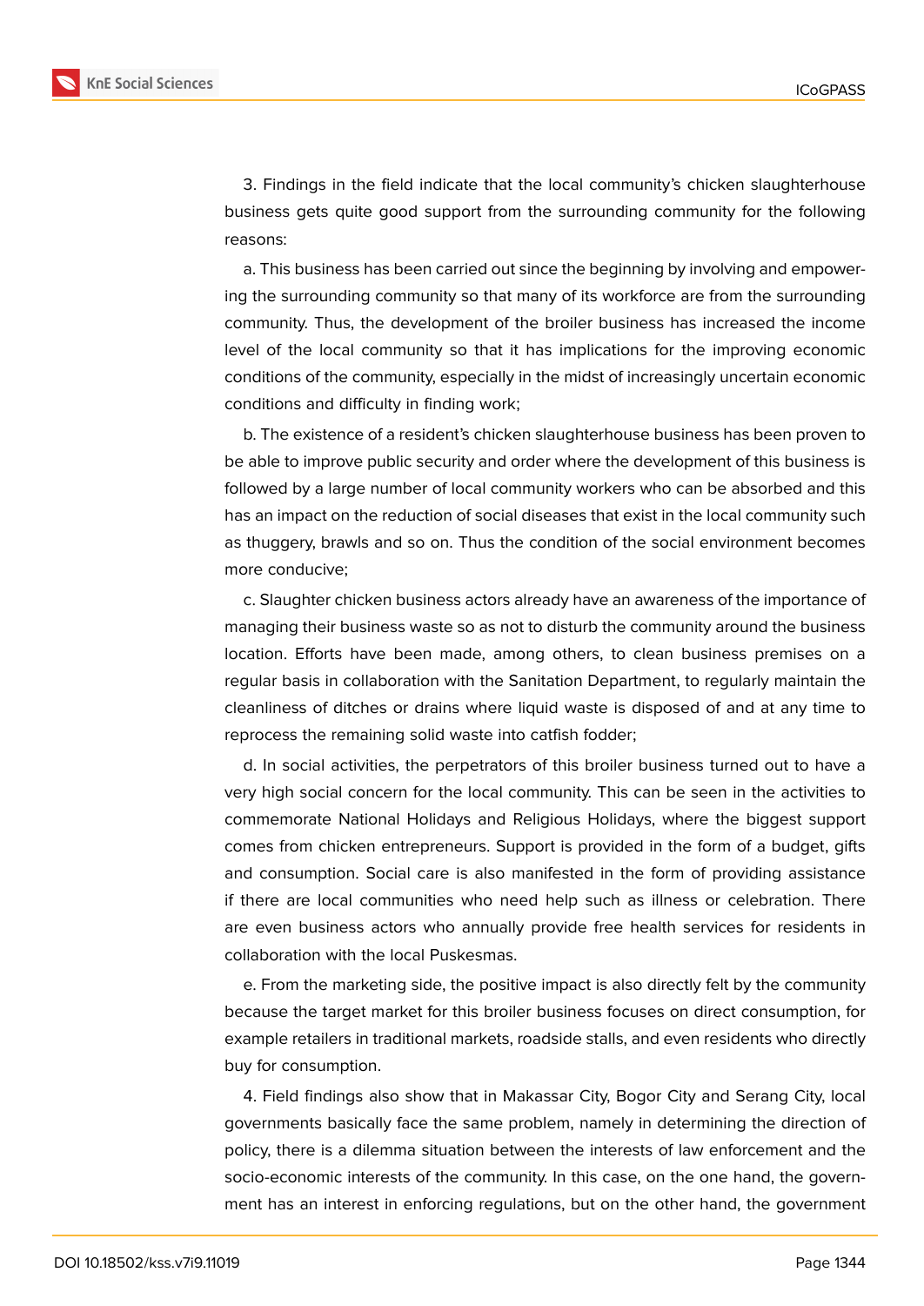3. Findings in the field indicate that the local community's chicken slaughterhouse business gets quite good support from the surrounding community for the following reasons:

a. This business has been carried out since the beginning by involving and empowering the surrounding community so that many of its workforce are from the surrounding community. Thus, the development of the broiler business has increased the income level of the local community so that it has implications for the improving economic conditions of the community, especially in the midst of increasingly uncertain economic conditions and difficulty in finding work;

b. The existence of a resident's chicken slaughterhouse business has been proven to be able to improve public security and order where the development of this business is followed by a large number of local community workers who can be absorbed and this has an impact on the reduction of social diseases that exist in the local community such as thuggery, brawls and so on. Thus the condition of the social environment becomes more conducive;

c. Slaughter chicken business actors already have an awareness of the importance of managing their business waste so as not to disturb the community around the business location. Efforts have been made, among others, to clean business premises on a regular basis in collaboration with the Sanitation Department, to regularly maintain the cleanliness of ditches or drains where liquid waste is disposed of and at any time to reprocess the remaining solid waste into catfish fodder;

d. In social activities, the perpetrators of this broiler business turned out to have a very high social concern for the local community. This can be seen in the activities to commemorate National Holidays and Religious Holidays, where the biggest support comes from chicken entrepreneurs. Support is provided in the form of a budget, gifts and consumption. Social care is also manifested in the form of providing assistance if there are local communities who need help such as illness or celebration. There are even business actors who annually provide free health services for residents in collaboration with the local Puskesmas.

e. From the marketing side, the positive impact is also directly felt by the community because the target market for this broiler business focuses on direct consumption, for example retailers in traditional markets, roadside stalls, and even residents who directly buy for consumption.

4. Field findings also show that in Makassar City, Bogor City and Serang City, local governments basically face the same problem, namely in determining the direction of policy, there is a dilemma situation between the interests of law enforcement and the socio-economic interests of the community. In this case, on the one hand, the government has an interest in enforcing regulations, but on the other hand, the government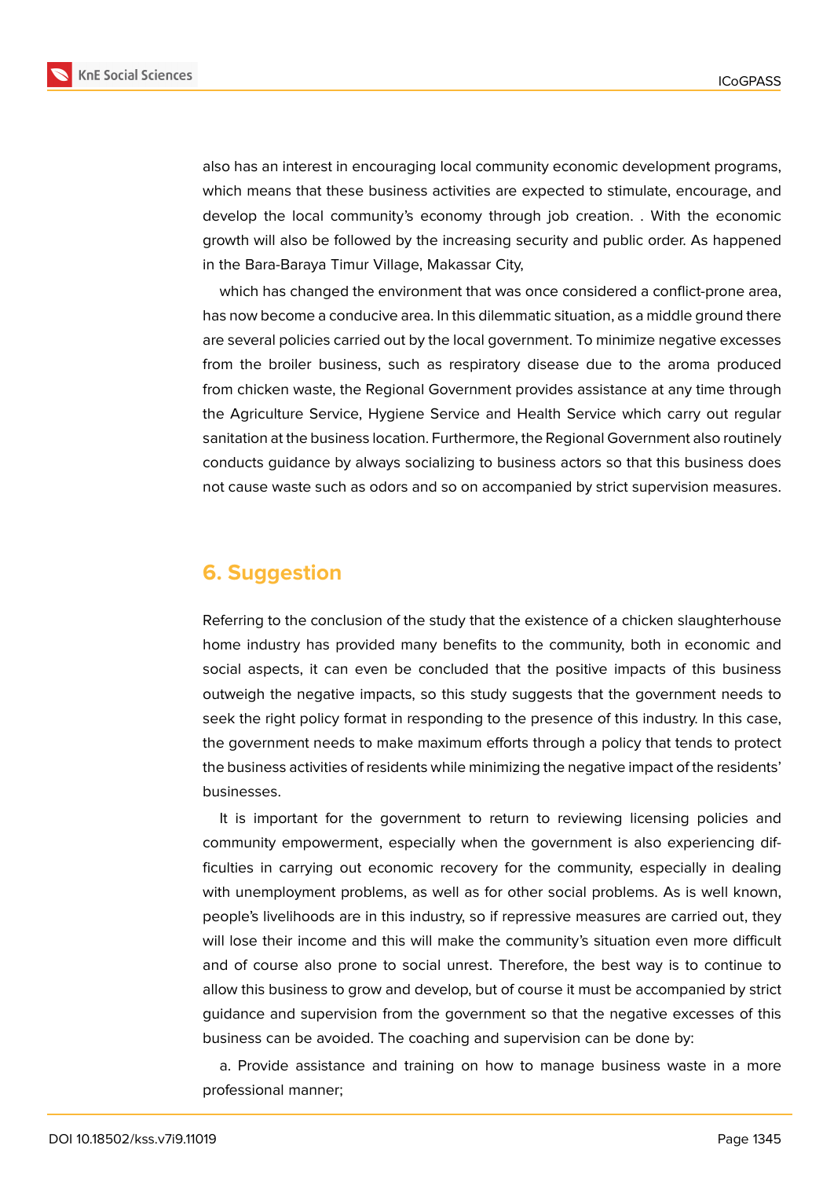also has an interest in encouraging local community economic development programs, which means that these business activities are expected to stimulate, encourage, and develop the local community's economy through job creation. . With the economic growth will also be followed by the increasing security and public order. As happened in the Bara-Baraya Timur Village, Makassar City,

which has changed the environment that was once considered a conflict-prone area, has now become a conducive area. In this dilemmatic situation, as a middle ground there are several policies carried out by the local government. To minimize negative excesses from the broiler business, such as respiratory disease due to the aroma produced from chicken waste, the Regional Government provides assistance at any time through the Agriculture Service, Hygiene Service and Health Service which carry out regular sanitation at the business location. Furthermore, the Regional Government also routinely conducts guidance by always socializing to business actors so that this business does not cause waste such as odors and so on accompanied by strict supervision measures.

## 6. Suggestion

Referring to the conclusion of the study that the existence of a chicken slaughterhouse home industry has provided many benefits to the community, both in economic and social aspects, it can even be concluded that the positive impacts of this business outweigh the negative impacts, so this study suggests that the government needs to seek the right policy format in responding to the presence of this industry. In this case, the government needs to make maximum efforts through a policy that tends to protect the business activities of residents while minimizing the negative impact of the residents' businesses.

It is important for the government to return to reviewing licensing policies and community empowerment, especially when the government is also experiencing difficulties in carrying out economic recovery for the community, especially in dealing with unemployment problems, as well as for other social problems. As is well known, people's livelihoods are in this industry, so if repressive measures are carried out, they will lose their income and this will make the community's situation even more difficult and of course also prone to social unrest. Therefore, the best way is to continue to allow this business to grow and develop, but of course it must be accompanied by strict guidance and supervision from the government so that the negative excesses of this business can be avoided. The coaching and supervision can be done by:

a. Provide assistance and training on how to manage business waste in a more professional manner;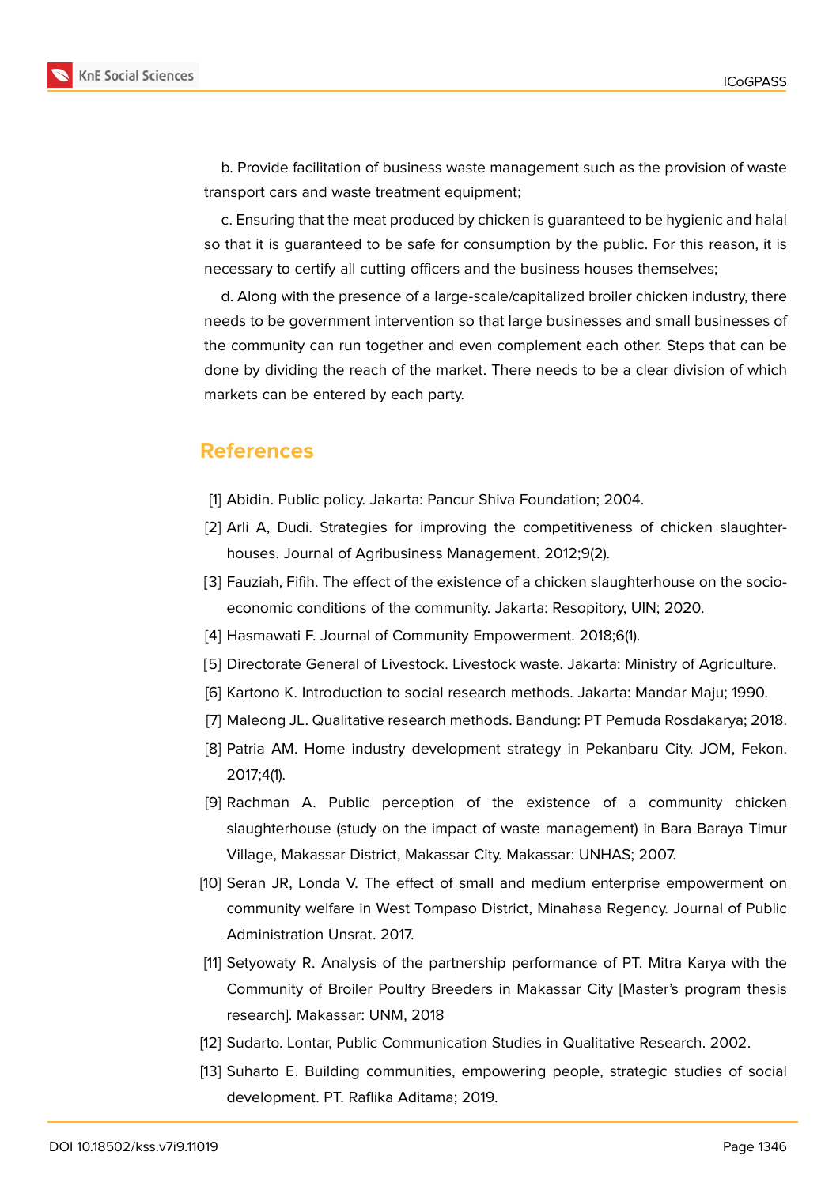b. Provide facilitation of business waste management such as the provision of waste transport cars and waste treatment equipment;

c. Ensuring that the meat produced by chicken is guaranteed to be hygienic and halal so that it is guaranteed to be safe for consumption by the public. For this reason, it is necessary to certify all cutting officers and the business houses themselves;

d. Along with the presence of a large-scale/capitalized broiler chicken industry, there needs to be government intervention so that large businesses and small businesses of the community can run together and even complement each other. Steps that can be done by dividing the reach of the market. There needs to be a clear division of which markets can be entered by each party.

## References

[1] Abidin. Public policy. Jakarta: Pancur Shiva Foundation; 2004.

[2] Arli A, Dudi. Strategies for improving the competitiveness of chicken slaughter-houses. Journal of Agribusiness Management. 2012;9(2).

[3] Fauziah, Fifih. The effect of the existence of a chicken slaughterhouse on the socio-economic conditions of the community. Jakarta: Resopitory, UIN; 2020.

[4] Hasmawati F. Journal of Community Empowerment. 2018;6(1).

[5] Directorate General of Livestock. Livestock waste. Jakarta: Ministry of Agriculture.

[6] Kartono K. Introduction to social research methods. Jakarta: Mandar Maju; 1990.

[7] Maleong JL. Qualitative research methods. Bandung: PT Pemuda Rosdakarya; 2018.

[8] Patria AM. Home industry development strategy in Pekanbaru City. JOM, Fekon. 2017;4(1).

[9] Rachman A. Public perception of the existence of a community chicken slaughterhouse (study on the impact of waste management) in Bara Baraya Timur Village, Makassar District, Makassar City. Makassar: UNHAS; 2007.

[10] Seran JR, Londa V. The effect of small and medium enterprise empowerment on community welfare in West Tompaso District, Minahasa Regency. Journal of Public Administration Unsrat. 2017.

[11] Setyowaty R. Analysis of the partnership performance of PT. Mitra Karya with the Community of Broiler Poultry Breeders in Makassar City [Master's program thesis research]. Makassar: UNM, 2018

[12] Sudarto. Lontar, Public Communication Studies in Qualitative Research. 2002.

[13] Suharto E. Building communities, empowering people, strategic studies of social development. PT. Raflika Aditama; 2019.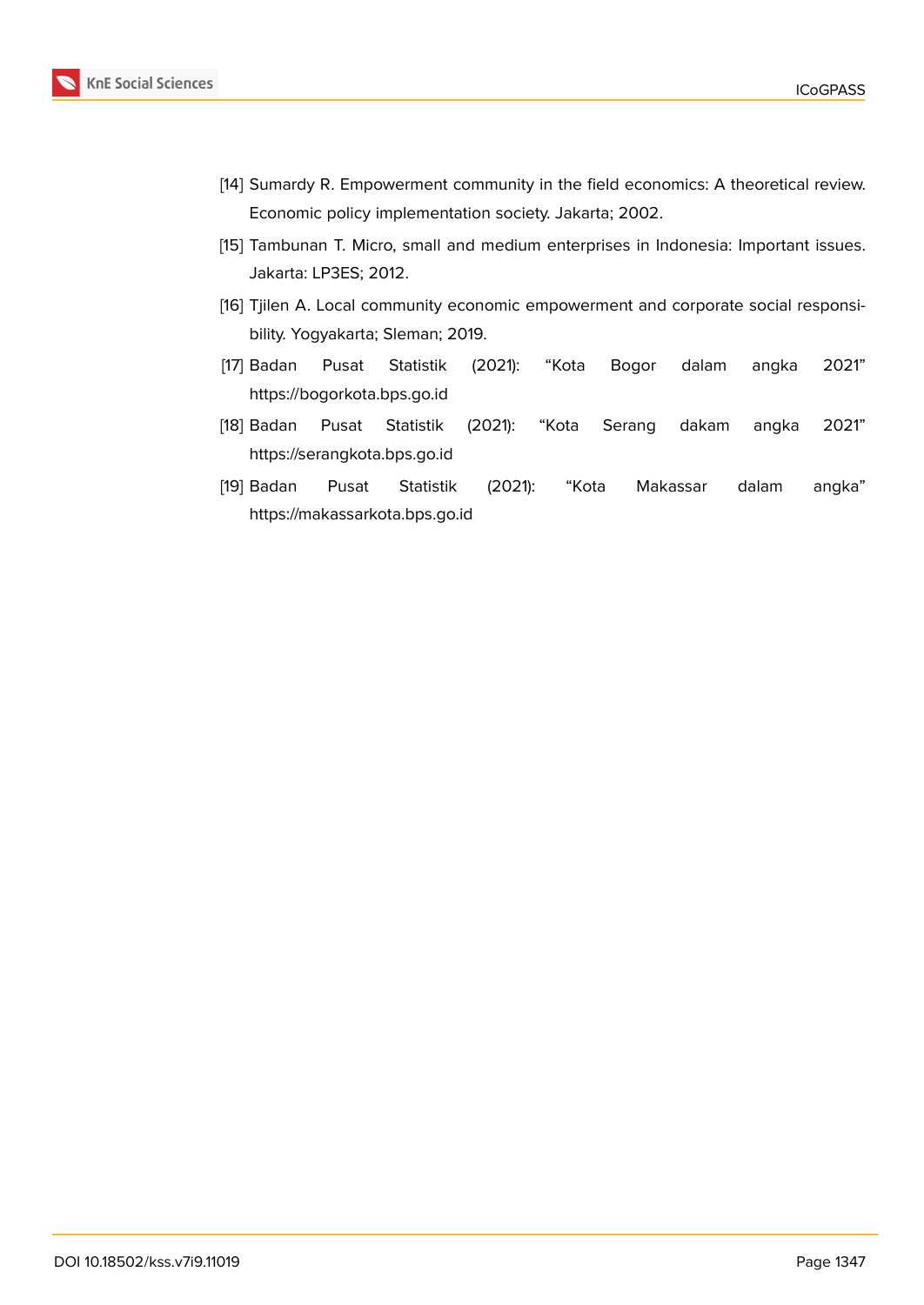[14] Sumardy R. Empowerment community in the field economics: A theoretical review. Economic policy implementation society. Jakarta; 2002.

[15] Tambunan T. Micro, small and medium enterprises in Indonesia: Important issues. Jakarta: LP3ES; 2012.

[16] Tjilen A. Local community economic empowerment and corporate social responsibility. Yogyakarta; Sleman; 2019.

[17] Badan Pusat Statistik (2021): “Kota Bogor dalam angka 2021” https://bogorkota.bps.go.id

[18] Badan Pusat Statistik (2021): “Kota Serang dakam angka 2021” https://serangkota.bps.go.id

[19] Badan Pusat Statistik (2021): “Kota Makassar dalam angka” https://makassarkota.bps.go.id